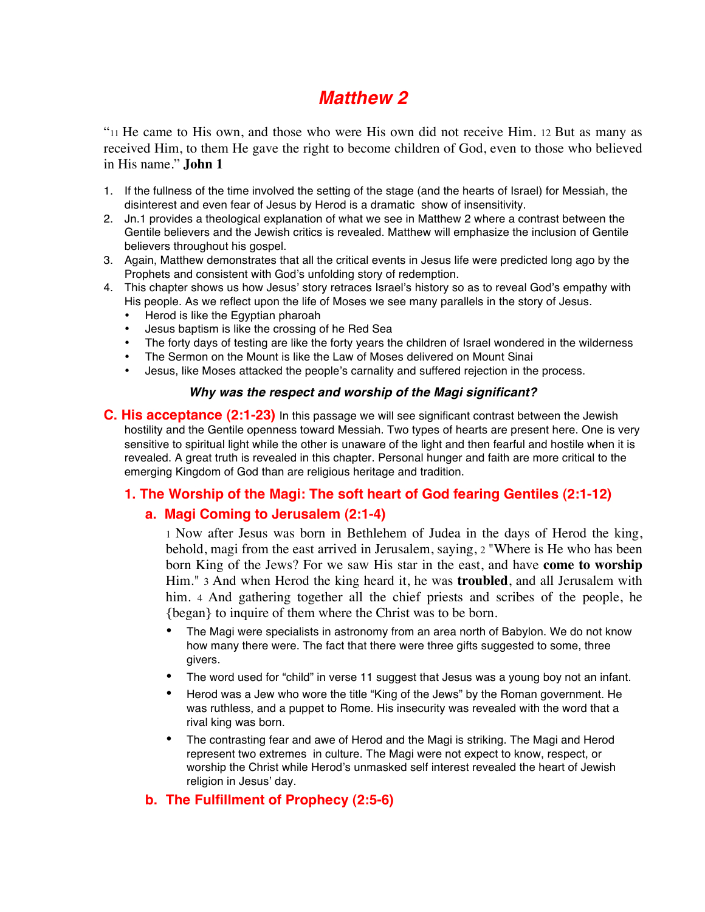# *Matthew 2*

"11 He came to His own, and those who were His own did not receive Him. 12 But as many as received Him, to them He gave the right to become children of God, even to those who believed in His name." **John 1**

1. If the fullness of the time involved the setting of the stage (and the hearts of Israel) for Messiah, the disinterest and even fear of Jesus by Herod is a dramatic show of insensitivity.
2. Jn.1 provides a theological explanation of what we see in Matthew 2 where a contrast between the Gentile believers and the Jewish critics is revealed. Matthew will emphasize the inclusion of Gentile believers throughout his gospel.
3. Again, Matthew demonstrates that all the critical events in Jesus life were predicted long ago by the Prophets and consistent with God's unfolding story of redemption.
4. This chapter shows us how Jesus' story retraces Israel's history so as to reveal God's empathy with His people. As we reflect upon the life of Moses we see many parallels in the story of Jesus.
   - Herod is like the Egyptian pharoah
   - Jesus baptism is like the crossing of he Red Sea
   - The forty days of testing are like the forty years the children of Israel wondered in the wilderness
   - The Sermon on the Mount is like the Law of Moses delivered on Mount Sinai
   - Jesus, like Moses attacked the people's carnality and suffered rejection in the process.

***Why was the respect and worship of the Magi significant?***

## C. His acceptance (2:1-23)

In this passage we will see significant contrast between the Jewish hostility and the Gentile openness toward Messiah. Two types of hearts are present here. One is very sensitive to spiritual light while the other is unaware of the light and then fearful and hostile when it is revealed. A great truth is revealed in this chapter. Personal hunger and faith are more critical to the emerging Kingdom of God than are religious heritage and tradition.

### 1. The Worship of the Magi: The soft heart of God fearing Gentiles (2:1-12)

#### a. Magi Coming to Jerusalem (2:1-4)

1 Now after Jesus was born in Bethlehem of Judea in the days of Herod the king, behold, magi from the east arrived in Jerusalem, saying, 2 "Where is He who has been born King of the Jews? For we saw His star in the east, and have **come to worship** Him." 3 And when Herod the king heard it, he was **troubled**, and all Jerusalem with him. 4 And gathering together all the chief priests and scribes of the people, he {began} to inquire of them where the Christ was to be born.

- The Magi were specialists in astronomy from an area north of Babylon. We do not know how many there were. The fact that there were three gifts suggested to some, three givers.
- The word used for "child" in verse 11 suggest that Jesus was a young boy not an infant.
- Herod was a Jew who wore the title "King of the Jews" by the Roman government. He was ruthless, and a puppet to Rome. His insecurity was revealed with the word that a rival king was born.
- The contrasting fear and awe of Herod and the Magi is striking. The Magi and Herod represent two extremes in culture. The Magi were not expect to know, respect, or worship the Christ while Herod's unmasked self interest revealed the heart of Jewish religion in Jesus' day.

#### b. The Fulfillment of Prophecy (2:5-6)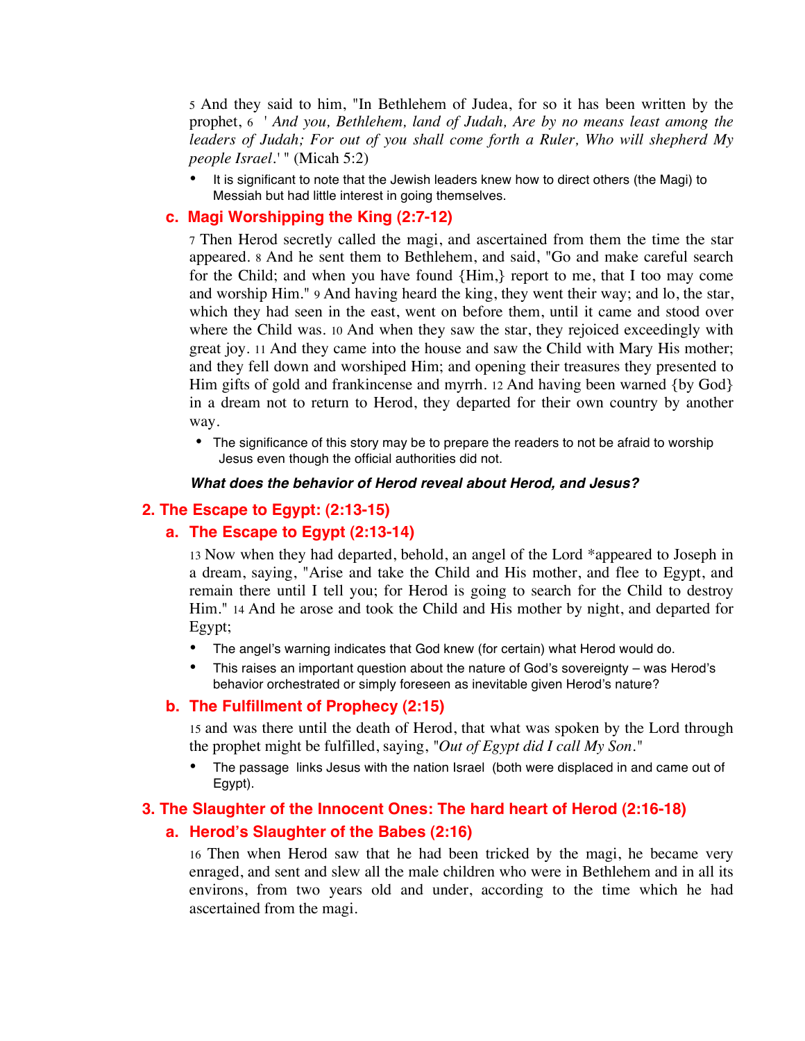5 And they said to him, "In Bethlehem of Judea, for so it has been written by the prophet, 6 ' *And you, Bethlehem, land of Judah, Are by no means least among the leaders of Judah; For out of you shall come forth a Ruler, Who will shepherd My people Israel*.' " (Micah 5:2)

- It is significant to note that the Jewish leaders knew how to direct others (the Magi) to Messiah but had little interest in going themselves.

### c. Magi Worshipping the King (2:7-12)

7 Then Herod secretly called the magi, and ascertained from them the time the star appeared. 8 And he sent them to Bethlehem, and said, "Go and make careful search for the Child; and when you have found {Him,} report to me, that I too may come and worship Him." 9 And having heard the king, they went their way; and lo, the star, which they had seen in the east, went on before them, until it came and stood over where the Child was. 10 And when they saw the star, they rejoiced exceedingly with great joy. 11 And they came into the house and saw the Child with Mary His mother; and they fell down and worshiped Him; and opening their treasures they presented to Him gifts of gold and frankincense and myrrh. 12 And having been warned {by God} in a dream not to return to Herod, they departed for their own country by another way.

- The significance of this story may be to prepare the readers to not be afraid to worship Jesus even though the official authorities did not.

***What does the behavior of Herod reveal about Herod, and Jesus?***

## 2. The Escape to Egypt: (2:13-15)

### a. The Escape to Egypt (2:13-14)

13 Now when they had departed, behold, an angel of the Lord *appeared to Joseph in a dream, saying, "Arise and take the Child and His mother, and flee to Egypt, and remain there until I tell you; for Herod is going to search for the Child to destroy Him." 14 And he arose and took the Child and His mother by night, and departed for Egypt;

- The angel's warning indicates that God knew (for certain) what Herod would do.
- This raises an important question about the nature of God's sovereignty – was Herod's behavior orchestrated or simply foreseen as inevitable given Herod's nature?

### b. The Fulfillment of Prophecy (2:15)

15 and was there until the death of Herod, that what was spoken by the Lord through the prophet might be fulfilled, saying, "*Out of Egypt did I call My Son*."

- The passage links Jesus with the nation Israel (both were displaced in and came out of Egypt).

## 3. The Slaughter of the Innocent Ones: The hard heart of Herod (2:16-18)

### a. Herod's Slaughter of the Babes (2:16)

16 Then when Herod saw that he had been tricked by the magi, he became very enraged, and sent and slew all the male children who were in Bethlehem and in all its environs, from two years old and under, according to the time which he had ascertained from the magi.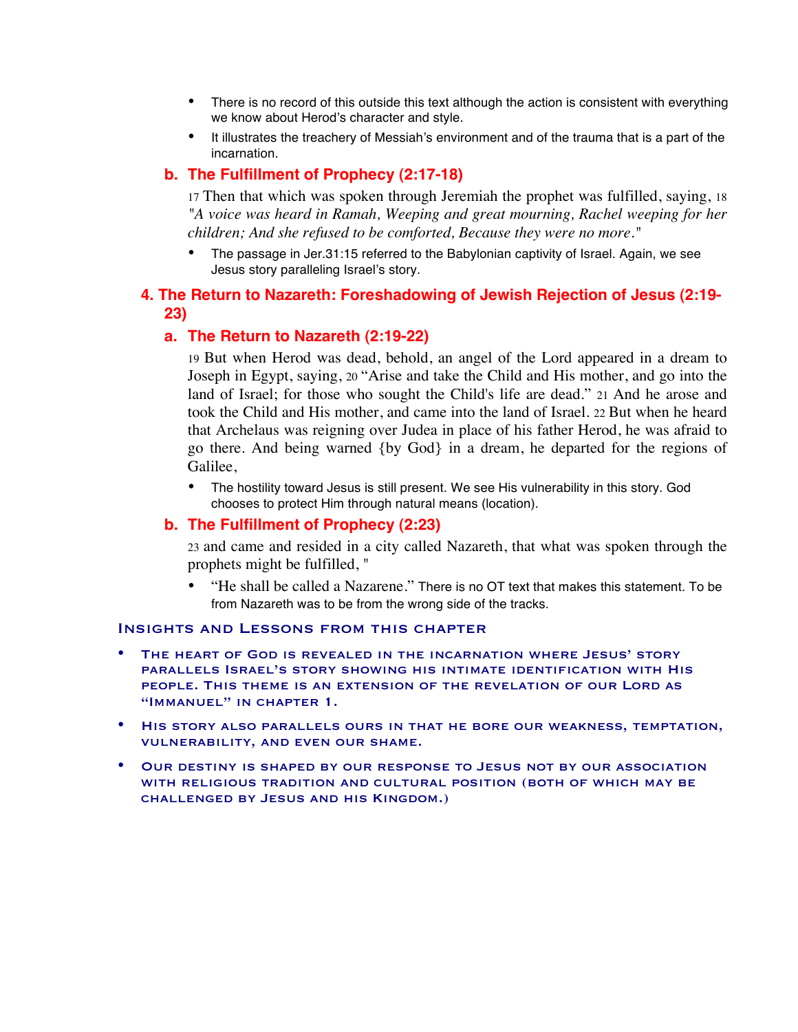- There is no record of this outside this text although the action is consistent with everything we know about Herod's character and style.
- It illustrates the treachery of Messiah's environment and of the trauma that is a part of the incarnation.

### b. The Fulfillment of Prophecy (2:17-18)

17 Then that which was spoken through Jeremiah the prophet was fulfilled, saying, 18 *"A voice was heard in Ramah, Weeping and great mourning, Rachel weeping for her children; And she refused to be comforted, Because they were no more."*

- The passage in Jer.31:15 referred to the Babylonian captivity of Israel. Again, we see Jesus story paralleling Israel's story.

## 4. The Return to Nazareth: Foreshadowing of Jewish Rejection of Jesus (2:19-23)

### a. The Return to Nazareth (2:19-22)

19 But when Herod was dead, behold, an angel of the Lord appeared in a dream to Joseph in Egypt, saying, 20 "Arise and take the Child and His mother, and go into the land of Israel; for those who sought the Child's life are dead." 21 And he arose and took the Child and His mother, and came into the land of Israel. 22 But when he heard that Archelaus was reigning over Judea in place of his father Herod, he was afraid to go there. And being warned {by God} in a dream, he departed for the regions of Galilee,

- The hostility toward Jesus is still present. We see His vulnerability in this story. God chooses to protect Him through natural means (location).

### b. The Fulfillment of Prophecy (2:23)

23 and came and resided in a city called Nazareth, that what was spoken through the prophets might be fulfilled, "

- "He shall be called a Nazarene." There is no OT text that makes this statement. To be from Nazareth was to be from the wrong side of the tracks.

## Insights and Lessons from this Chapter

- The heart of God is revealed in the incarnation where Jesus' story parallels Israel's story showing his intimate identification with His people. This theme is an extension of the revelation of our Lord as "Immanuel" in chapter 1.
- His story also parallels ours in that he bore our weakness, temptation, vulnerability, and even our shame.
- Our destiny is shaped by our response to Jesus not by our association with religious tradition and cultural position (both of which may be challenged by Jesus and his Kingdom.)